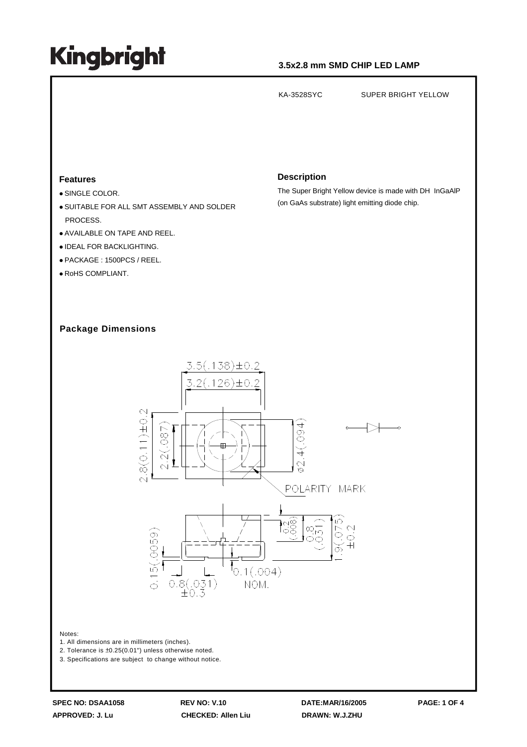# Kingbright

**3.5x2.8 mm SMD CHIP LED LAMP**

KA-3528SYC SUPER BRIGHT YELLOW

## Features

- SINGLE COLOR.
- SUITABLE FOR ALL SMT ASSEMBLY AND SOLDER PROCESS.
- AVAILABLE ON TAPE AND REEL.
- IDEAL FOR BACKLIGHTING.
- PACKAGE : 1500PCS / REEL.
- RoHS COMPLIANT.

## Description

The Super Bright Yellow device is made with DH InGaAlP (on GaAs substrate) light emitting diode chip.

## Package Dimensions

3.5(.138)±0.2
3.2(.126)±0.2
2.8(0.11)±0.2
2.2(.087)
ø2.4(.094)
POLARITY MARK
0.2(.008)
0.8(.031)
1.9(.075)±0.2
0.15(.0059)
0.8(.031)±0.3
0.1(.004) NOM.

Notes:
1. All dimensions are in millimeters (inches).
2. Tolerance is ±0.25(0.01") unless otherwise noted.
3. Specifications are subject to change without notice.

**SPEC NO: DSAA1058** **REV NO: V.10** **DATE:MAR/16/2005**
**APPROVED: J. Lu** **CHECKED: Allen Liu** **DRAWN: W.J.ZHU**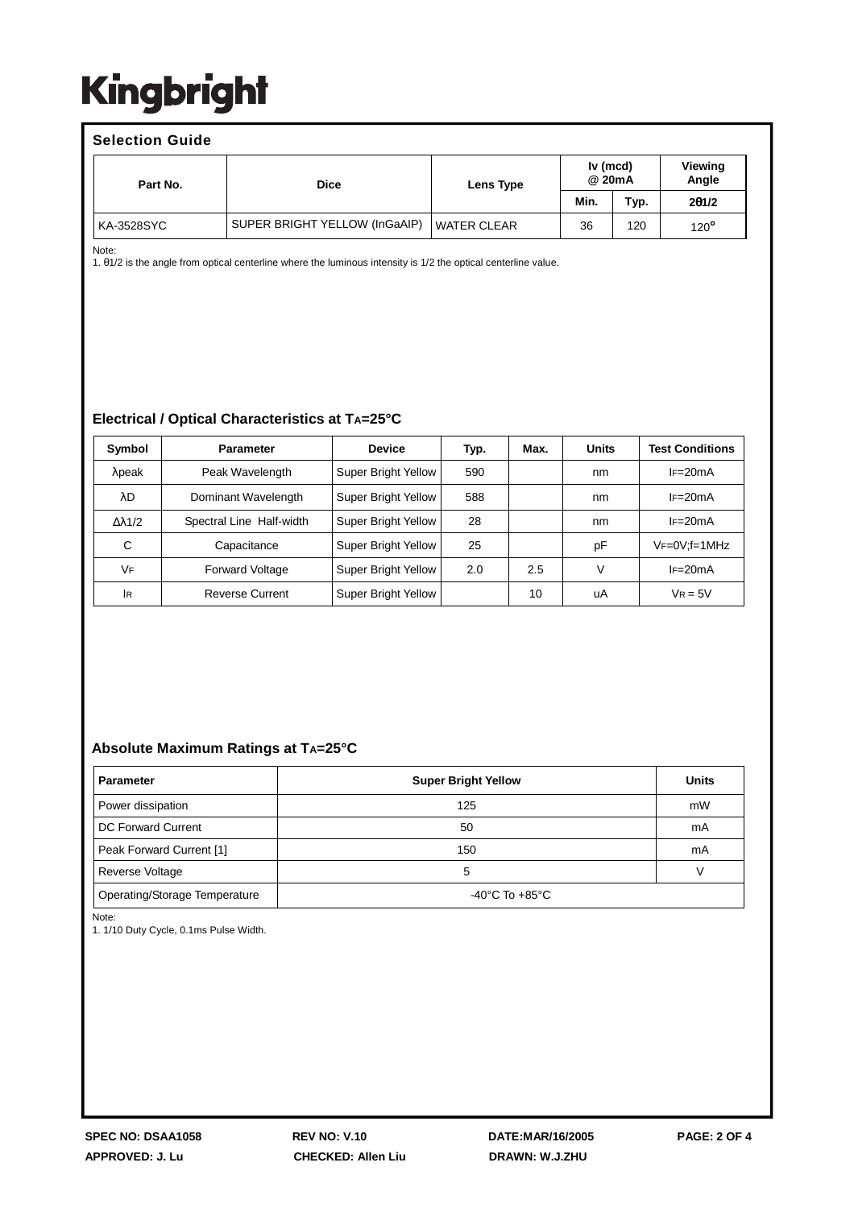# Kingbright

## Selection Guide

| Part No. | Dice | Lens Type | Iv (mcd) @ 20mA | | Viewing Angle |
|---|---|---|---|---|---|
| | | | Min. | Typ. | $2\theta 1/2$ |
| KA-3528SYC | SUPER BRIGHT YELLOW (InGaAlP) | WATER CLEAR | 36 | 120 | 120° |

Note:
1. $\theta 1/2$ is the angle from optical centerline where the luminous intensity is 1/2 the optical centerline value.

## Electrical / Optical Characteristics at $T_A$=25°C

| Symbol | Parameter | Device | Typ. | Max. | Units | Test Conditions |
|---|---|---|---|---|---|---|
| $\lambda$peak | Peak Wavelength | Super Bright Yellow | 590 | | nm | $I_F$=20mA |
| $\lambda$D | Dominant Wavelength | Super Bright Yellow | 588 | | nm | $I_F$=20mA |
| $\Delta\lambda 1/2$ | Spectral Line Half-width | Super Bright Yellow | 28 | | nm | $I_F$=20mA |
| C | Capacitance | Super Bright Yellow | 25 | | pF | $V_F$=0V;f=1MHz |
| $V_F$ | Forward Voltage | Super Bright Yellow | 2.0 | 2.5 | V | $I_F$=20mA |
| $I_R$ | Reverse Current | Super Bright Yellow | | 10 | uA | $V_R$ = 5V |

## Absolute Maximum Ratings at $T_A$=25°C

| Parameter | Super Bright Yellow | Units |
|---|---|---|
| Power dissipation | 125 | mW |
| DC Forward Current | 50 | mA |
| Peak Forward Current [1] | 150 | mA |
| Reverse Voltage | 5 | V |
| Operating/Storage Temperature | -40°C To +85°C | |

Note:
1. 1/10 Duty Cycle, 0.1ms Pulse Width.

SPEC NO: DSAA1058 REV NO: V.10 DATE:MAR/16/2005
APPROVED: J. Lu CHECKED: Allen Liu DRAWN: W.J.ZHU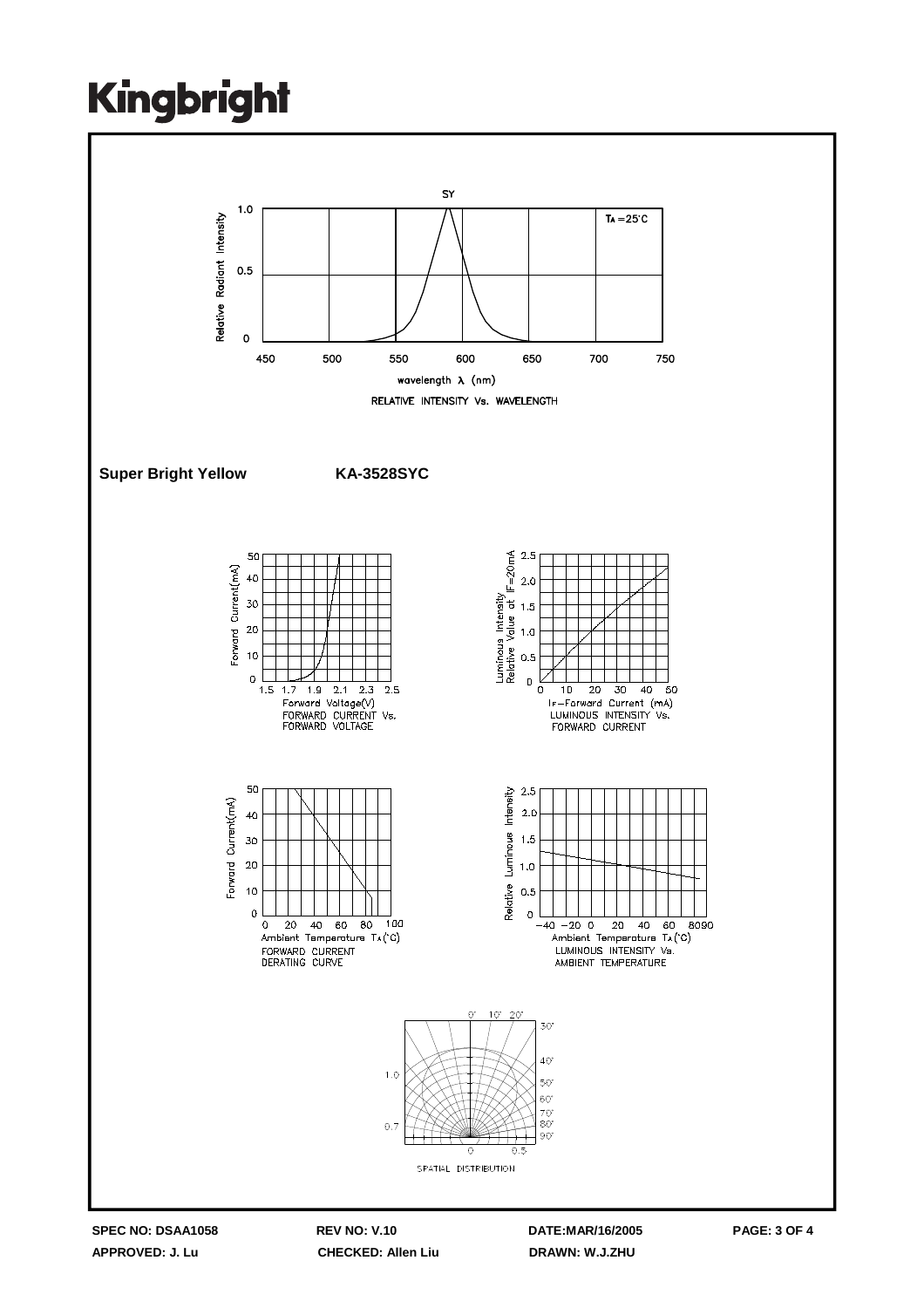RELATIVE INTENSITY Vs. WAVELENGTH

**Super Bright Yellow** **KA-3528SYC**

FORWARD CURRENT Vs. FORWARD VOLTAGE

LUMINOUS INTENSITY Vs. FORWARD CURRENT

FORWARD CURRENT DERATING CURVE

LUMINOUS INTENSITY Vs. AMBIENT TEMPERATURE

SPATIAL DISTRIBUTION

**SPEC NO: DSAA1058** **REV NO: V.10** **DATE:MAR/16/2005**

**APPROVED: J. Lu** **CHECKED: Allen Liu** **DRAWN: W.J.ZHU**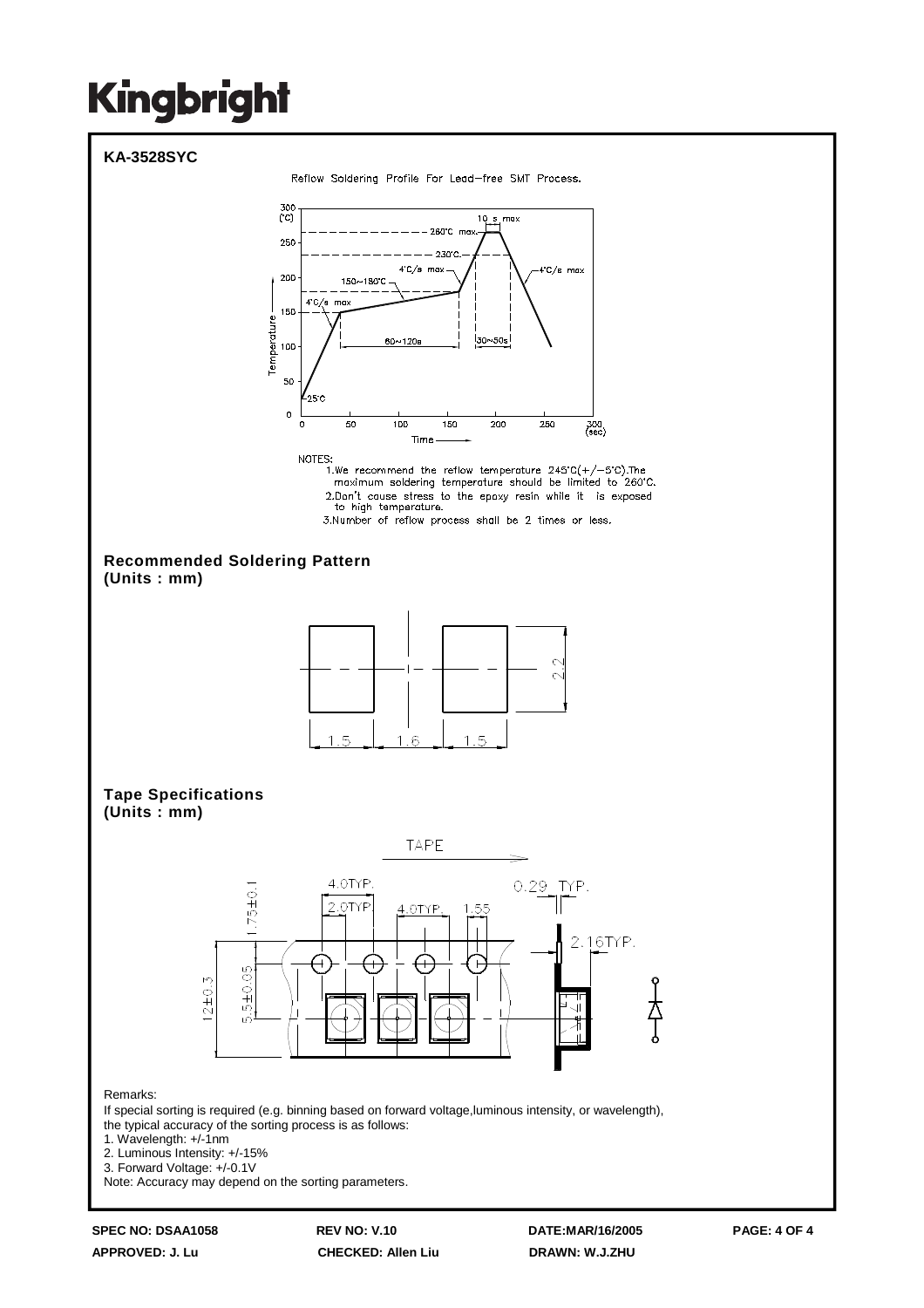Kingbright

**KA-3528SYC**

Reflow Soldering Profile For Lead−free SMT Process.

300 (°C)
250
200
150
100
50
0
Temperature
0 50 100 150 200 250 300 (sec)
Time
25°C
4°C/s max
150~180°C
60~120s
4°C/s max
230°C
260°C max.
10 s max
30~50s
4°C/s max

NOTES:
1.We recommend the reflow temperature 245°C(+/−5°C).The maximum soldering temperature should be limited to 260°C.
2.Don't cause stress to the epoxy resin while it is exposed to high temperature.
3.Number of reflow process shall be 2 times or less.

## Recommended Soldering Pattern
## (Units : mm)

1.5
1.6
1.5
2.2

## Tape Specifications
## (Units : mm)

TAPE
4.0TYP.
2.0TYP.
4.0TYP.
1.55
1.75±0.1
5.5±0.05
12±0.3
0.29 TYP.
2.16TYP.

Remarks:
If special sorting is required (e.g. binning based on forward voltage,luminous intensity, or wavelength), the typical accuracy of the sorting process is as follows:
1. Wavelength: +/-1nm
2. Luminous Intensity: +/-15%
3. Forward Voltage: +/-0.1V
Note: Accuracy may depend on the sorting parameters.

SPEC NO: DSAA1058 REV NO: V.10 DATE:MAR/16/2005
APPROVED: J. Lu CHECKED: Allen Liu DRAWN: W.J.ZHU